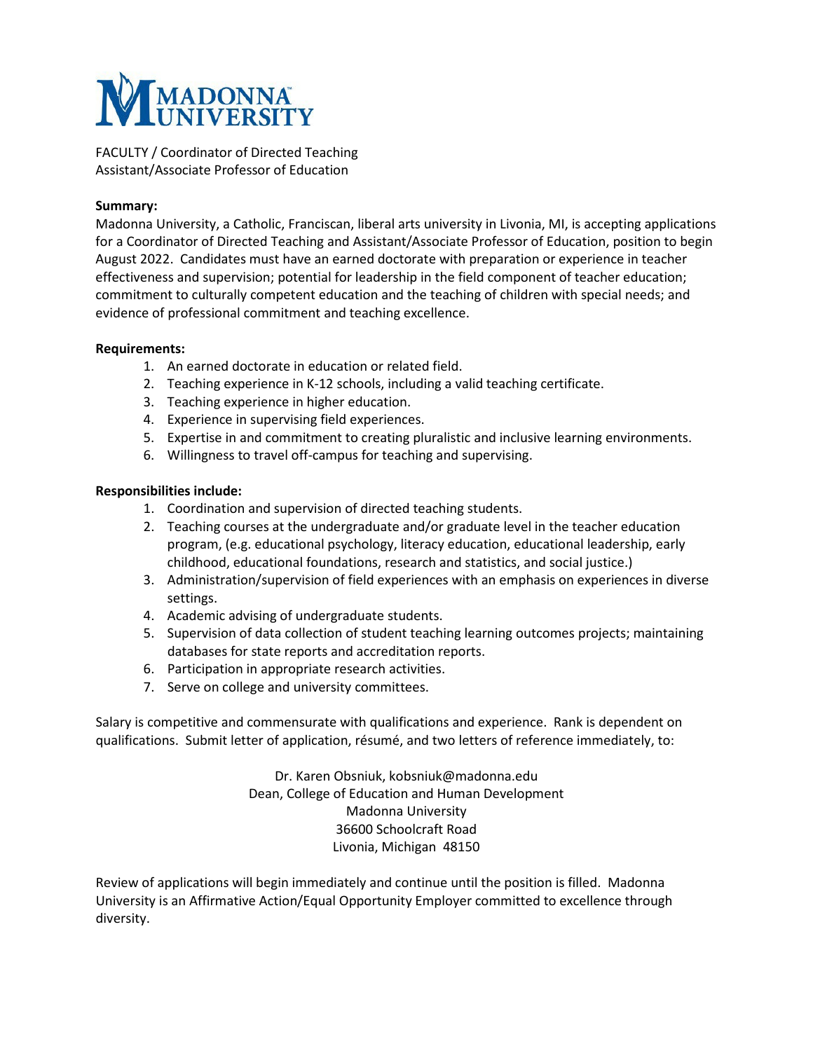# MADONNA UNIVERSITY

FACULTY / Coordinator of Directed Teaching
Assistant/Associate Professor of Education

**Summary:**
Madonna University, a Catholic, Franciscan, liberal arts university in Livonia, MI, is accepting applications for a Coordinator of Directed Teaching and Assistant/Associate Professor of Education, position to begin August 2022. Candidates must have an earned doctorate with preparation or experience in teacher effectiveness and supervision; potential for leadership in the field component of teacher education; commitment to culturally competent education and the teaching of children with special needs; and evidence of professional commitment and teaching excellence.

**Requirements:**

1. An earned doctorate in education or related field.
2. Teaching experience in K-12 schools, including a valid teaching certificate.
3. Teaching experience in higher education.
4. Experience in supervising field experiences.
5. Expertise in and commitment to creating pluralistic and inclusive learning environments.
6. Willingness to travel off-campus for teaching and supervising.

**Responsibilities include:**

1. Coordination and supervision of directed teaching students.
2. Teaching courses at the undergraduate and/or graduate level in the teacher education program, (e.g. educational psychology, literacy education, educational leadership, early childhood, educational foundations, research and statistics, and social justice.)
3. Administration/supervision of field experiences with an emphasis on experiences in diverse settings.
4. Academic advising of undergraduate students.
5. Supervision of data collection of student teaching learning outcomes projects; maintaining databases for state reports and accreditation reports.
6. Participation in appropriate research activities.
7. Serve on college and university committees.

Salary is competitive and commensurate with qualifications and experience. Rank is dependent on qualifications. Submit letter of application, résumé, and two letters of reference immediately, to:

Dr. Karen Obsniuk, kobsniuk@madonna.edu
Dean, College of Education and Human Development
Madonna University
36600 Schoolcraft Road
Livonia, Michigan 48150

Review of applications will begin immediately and continue until the position is filled. Madonna University is an Affirmative Action/Equal Opportunity Employer committed to excellence through diversity.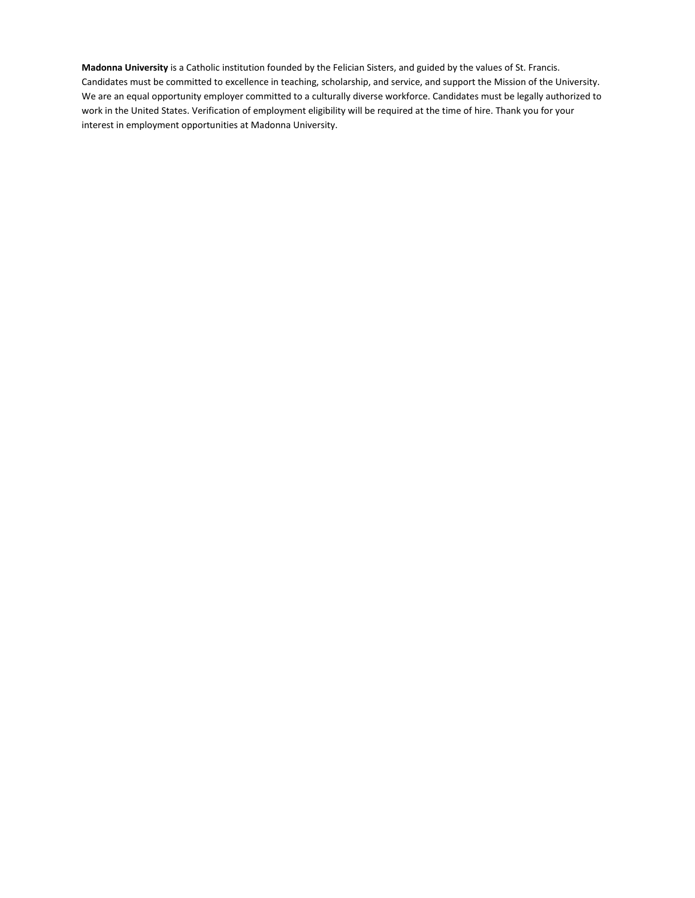**Madonna University** is a Catholic institution founded by the Felician Sisters, and guided by the values of St. Francis. Candidates must be committed to excellence in teaching, scholarship, and service, and support the Mission of the University. We are an equal opportunity employer committed to a culturally diverse workforce. Candidates must be legally authorized to work in the United States. Verification of employment eligibility will be required at the time of hire. Thank you for your interest in employment opportunities at Madonna University.